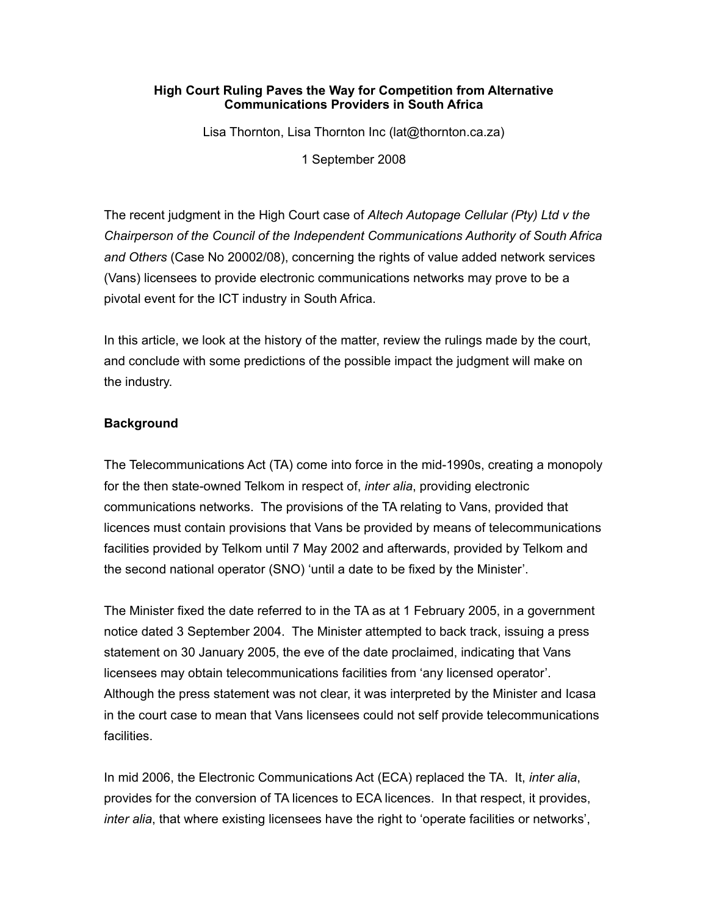# High Court Ruling Paves the Way for Competition from Alternative Communications Providers in South Africa

Lisa Thornton, Lisa Thornton Inc (lat@thornton.ca.za)

1 September 2008

The recent judgment in the High Court case of *Altech Autopage Cellular (Pty) Ltd v the Chairperson of the Council of the Independent Communications Authority of South Africa and Others* (Case No 20002/08), concerning the rights of value added network services (Vans) licensees to provide electronic communications networks may prove to be a pivotal event for the ICT industry in South Africa.

In this article, we look at the history of the matter, review the rulings made by the court, and conclude with some predictions of the possible impact the judgment will make on the industry.

## Background

The Telecommunications Act (TA) come into force in the mid-1990s, creating a monopoly for the then state-owned Telkom in respect of, *inter alia*, providing electronic communications networks. The provisions of the TA relating to Vans, provided that licences must contain provisions that Vans be provided by means of telecommunications facilities provided by Telkom until 7 May 2002 and afterwards, provided by Telkom and the second national operator (SNO) 'until a date to be fixed by the Minister'.

The Minister fixed the date referred to in the TA as at 1 February 2005, in a government notice dated 3 September 2004. The Minister attempted to back track, issuing a press statement on 30 January 2005, the eve of the date proclaimed, indicating that Vans licensees may obtain telecommunications facilities from 'any licensed operator'. Although the press statement was not clear, it was interpreted by the Minister and Icasa in the court case to mean that Vans licensees could not self provide telecommunications facilities.

In mid 2006, the Electronic Communications Act (ECA) replaced the TA. It, *inter alia*, provides for the conversion of TA licences to ECA licences. In that respect, it provides, *inter alia*, that where existing licensees have the right to 'operate facilities or networks',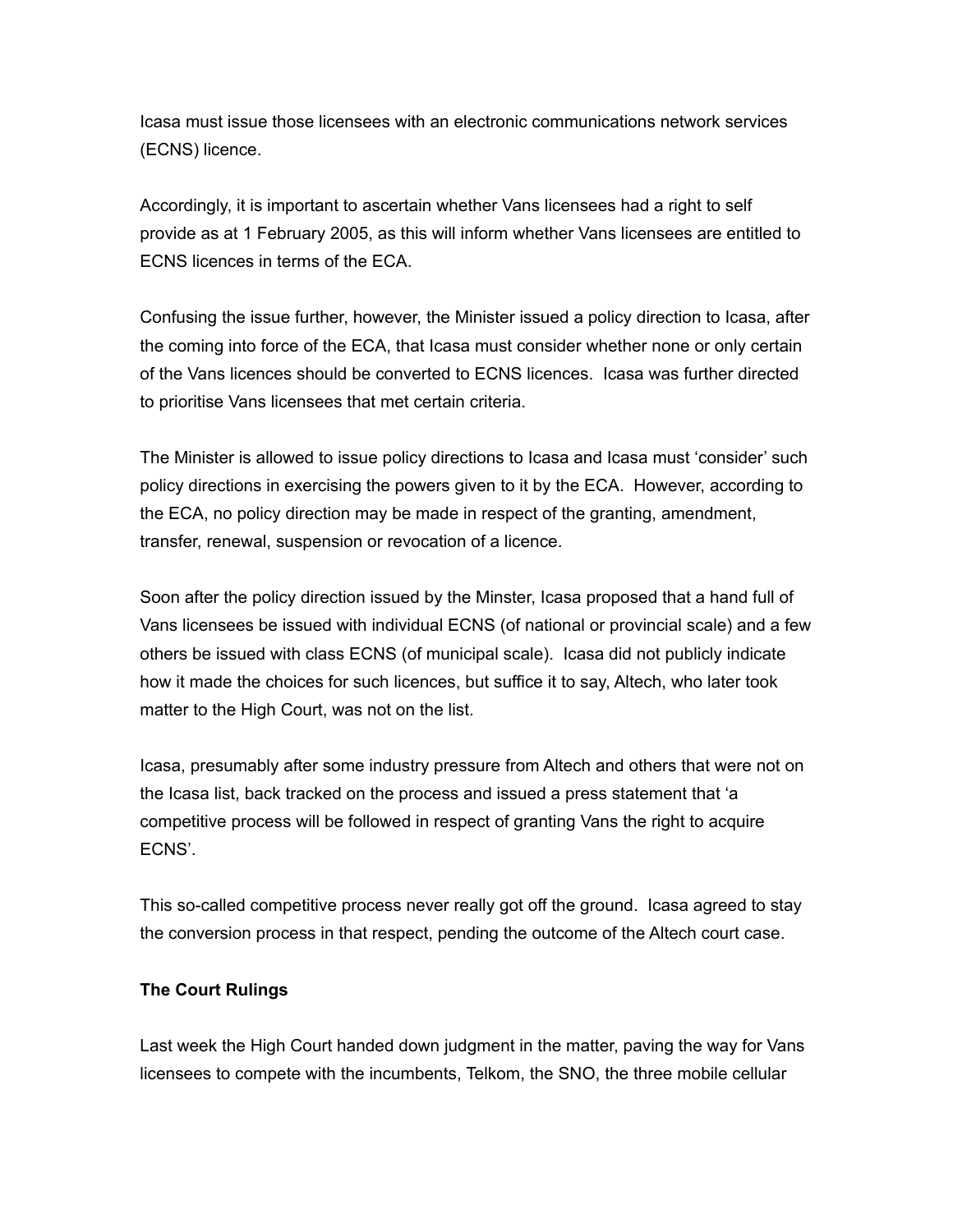Icasa must issue those licensees with an electronic communications network services (ECNS) licence.

Accordingly, it is important to ascertain whether Vans licensees had a right to self provide as at 1 February 2005, as this will inform whether Vans licensees are entitled to ECNS licences in terms of the ECA.

Confusing the issue further, however, the Minister issued a policy direction to Icasa, after the coming into force of the ECA, that Icasa must consider whether none or only certain of the Vans licences should be converted to ECNS licences. Icasa was further directed to prioritise Vans licensees that met certain criteria.

The Minister is allowed to issue policy directions to Icasa and Icasa must 'consider' such policy directions in exercising the powers given to it by the ECA. However, according to the ECA, no policy direction may be made in respect of the granting, amendment, transfer, renewal, suspension or revocation of a licence.

Soon after the policy direction issued by the Minster, Icasa proposed that a hand full of Vans licensees be issued with individual ECNS (of national or provincial scale) and a few others be issued with class ECNS (of municipal scale). Icasa did not publicly indicate how it made the choices for such licences, but suffice it to say, Altech, who later took matter to the High Court, was not on the list.

Icasa, presumably after some industry pressure from Altech and others that were not on the Icasa list, back tracked on the process and issued a press statement that 'a competitive process will be followed in respect of granting Vans the right to acquire ECNS'.

This so-called competitive process never really got off the ground. Icasa agreed to stay the conversion process in that respect, pending the outcome of the Altech court case.

**The Court Rulings**

Last week the High Court handed down judgment in the matter, paving the way for Vans licensees to compete with the incumbents, Telkom, the SNO, the three mobile cellular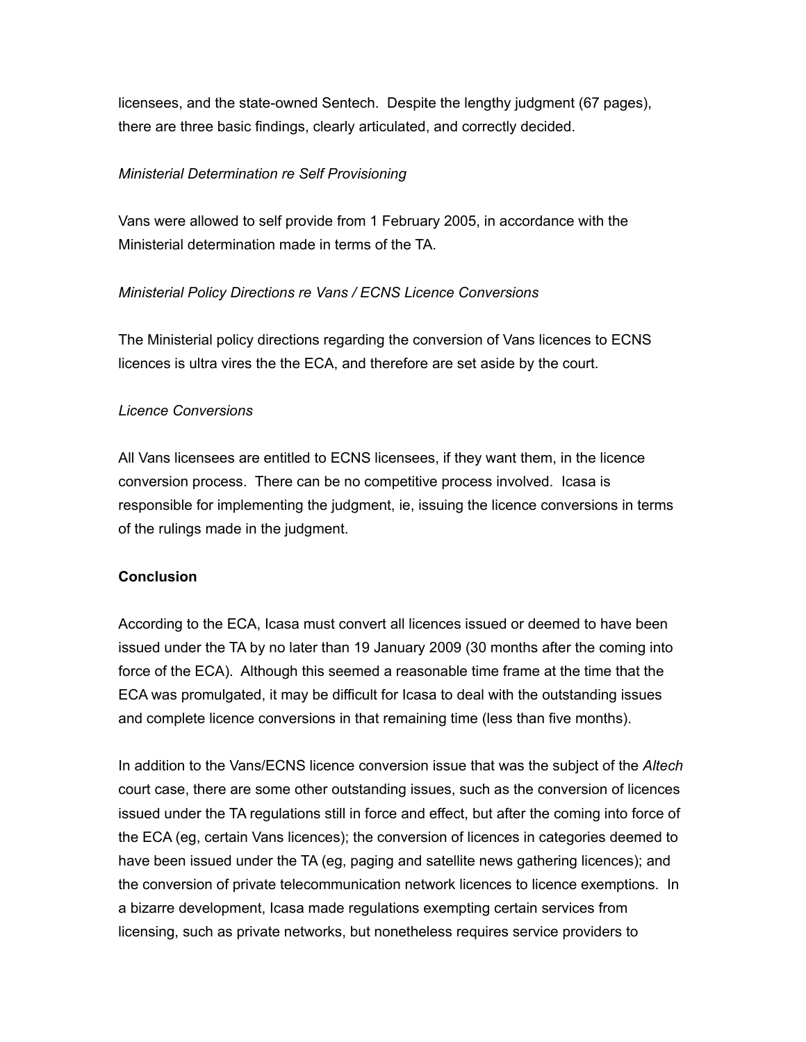licensees, and the state-owned Sentech.  Despite the lengthy judgment (67 pages), there are three basic findings, clearly articulated, and correctly decided.

*Ministerial Determination re Self Provisioning*

Vans were allowed to self provide from 1 February 2005, in accordance with the Ministerial determination made in terms of the TA.

*Ministerial Policy Directions re Vans / ECNS Licence Conversions*

The Ministerial policy directions regarding the conversion of Vans licences to ECNS licences is ultra vires the the ECA, and therefore are set aside by the court.

*Licence Conversions*

All Vans licensees are entitled to ECNS licensees, if they want them, in the licence conversion process.  There can be no competitive process involved.  Icasa is responsible for implementing the judgment, ie, issuing the licence conversions in terms of the rulings made in the judgment.

**Conclusion**

According to the ECA, Icasa must convert all licences issued or deemed to have been issued under the TA by no later than 19 January 2009 (30 months after the coming into force of the ECA).  Although this seemed a reasonable time frame at the time that the ECA was promulgated, it may be difficult for Icasa to deal with the outstanding issues and complete licence conversions in that remaining time (less than five months).

In addition to the Vans/ECNS licence conversion issue that was the subject of the *Altech* court case, there are some other outstanding issues, such as the conversion of licences issued under the TA regulations still in force and effect, but after the coming into force of the ECA (eg, certain Vans licences); the conversion of licences in categories deemed to have been issued under the TA (eg, paging and satellite news gathering licences); and the conversion of private telecommunication network licences to licence exemptions.  In a bizarre development, Icasa made regulations exempting certain services from licensing, such as private networks, but nonetheless requires service providers to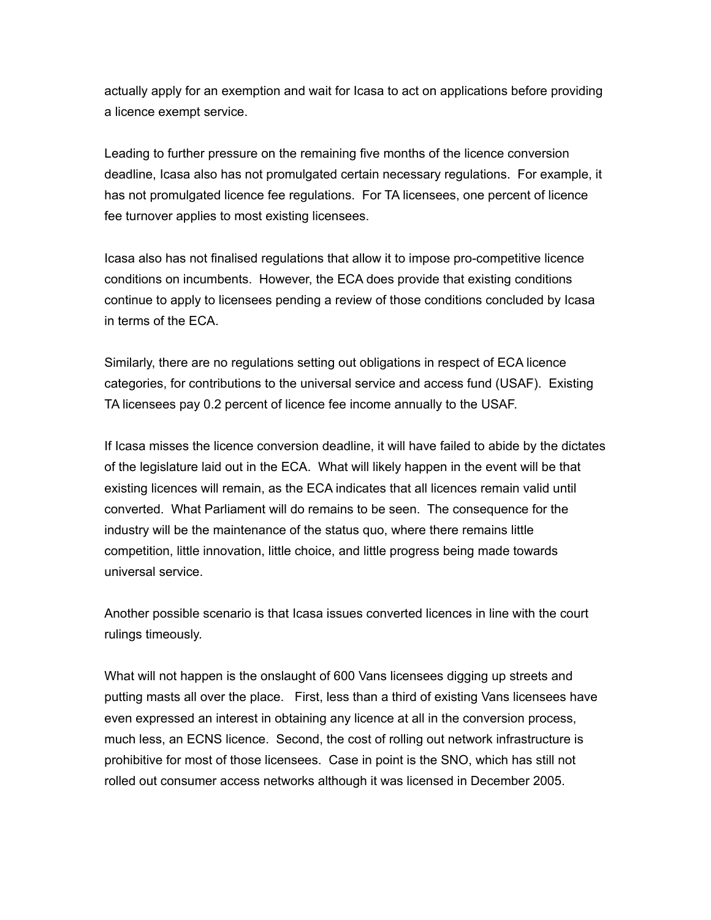actually apply for an exemption and wait for Icasa to act on applications before providing a licence exempt service.

Leading to further pressure on the remaining five months of the licence conversion deadline, Icasa also has not promulgated certain necessary regulations. For example, it has not promulgated licence fee regulations. For TA licensees, one percent of licence fee turnover applies to most existing licensees.

Icasa also has not finalised regulations that allow it to impose pro-competitive licence conditions on incumbents. However, the ECA does provide that existing conditions continue to apply to licensees pending a review of those conditions concluded by Icasa in terms of the ECA.

Similarly, there are no regulations setting out obligations in respect of ECA licence categories, for contributions to the universal service and access fund (USAF). Existing TA licensees pay 0.2 percent of licence fee income annually to the USAF.

If Icasa misses the licence conversion deadline, it will have failed to abide by the dictates of the legislature laid out in the ECA. What will likely happen in the event will be that existing licences will remain, as the ECA indicates that all licences remain valid until converted. What Parliament will do remains to be seen. The consequence for the industry will be the maintenance of the status quo, where there remains little competition, little innovation, little choice, and little progress being made towards universal service.

Another possible scenario is that Icasa issues converted licences in line with the court rulings timeously.

What will not happen is the onslaught of 600 Vans licensees digging up streets and putting masts all over the place. First, less than a third of existing Vans licensees have even expressed an interest in obtaining any licence at all in the conversion process, much less, an ECNS licence. Second, the cost of rolling out network infrastructure is prohibitive for most of those licensees. Case in point is the SNO, which has still not rolled out consumer access networks although it was licensed in December 2005.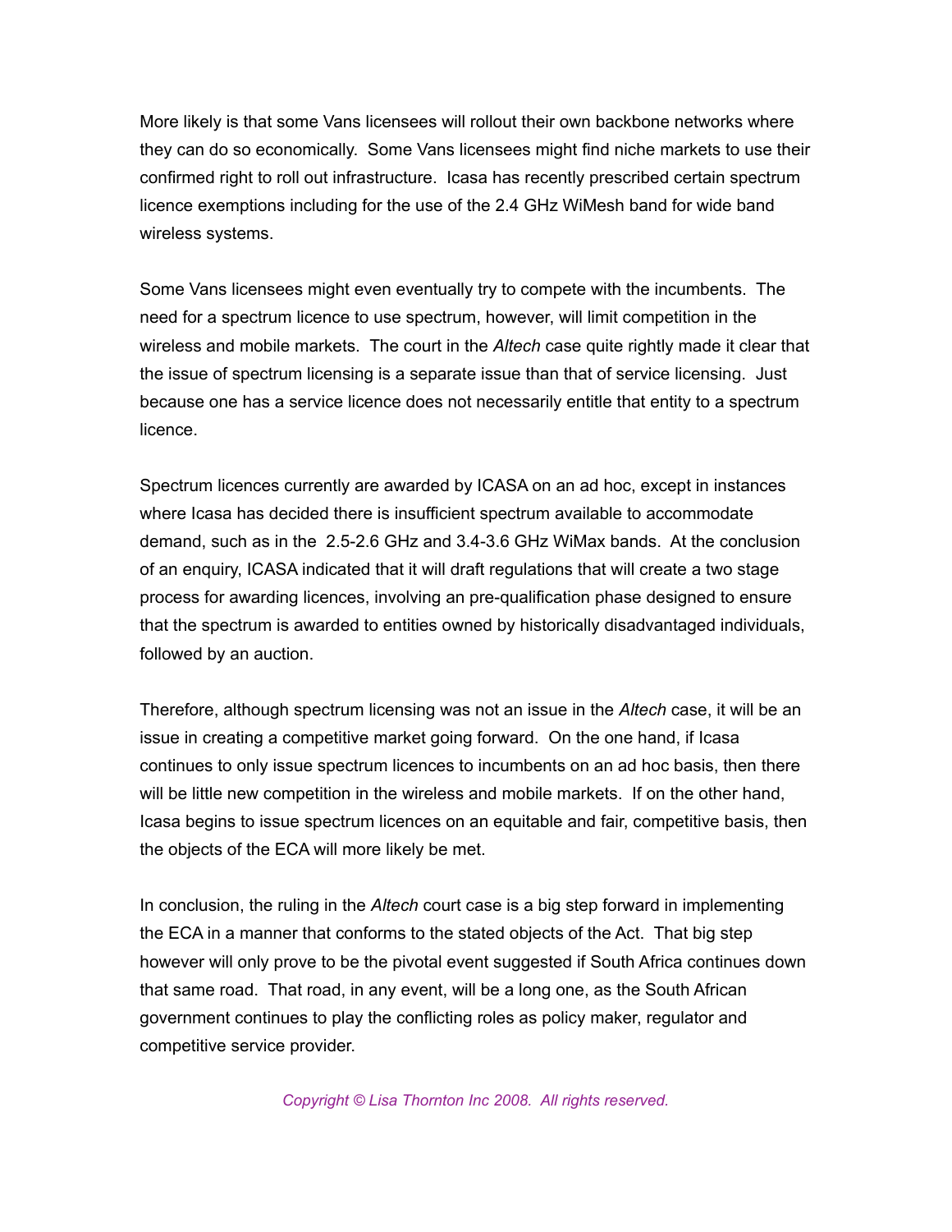More likely is that some Vans licensees will rollout their own backbone networks where they can do so economically. Some Vans licensees might find niche markets to use their confirmed right to roll out infrastructure. Icasa has recently prescribed certain spectrum licence exemptions including for the use of the 2.4 GHz WiMesh band for wide band wireless systems.

Some Vans licensees might even eventually try to compete with the incumbents. The need for a spectrum licence to use spectrum, however, will limit competition in the wireless and mobile markets. The court in the *Altech* case quite rightly made it clear that the issue of spectrum licensing is a separate issue than that of service licensing. Just because one has a service licence does not necessarily entitle that entity to a spectrum licence.

Spectrum licences currently are awarded by ICASA on an ad hoc, except in instances where Icasa has decided there is insufficient spectrum available to accommodate demand, such as in the 2.5-2.6 GHz and 3.4-3.6 GHz WiMax bands. At the conclusion of an enquiry, ICASA indicated that it will draft regulations that will create a two stage process for awarding licences, involving an pre-qualification phase designed to ensure that the spectrum is awarded to entities owned by historically disadvantaged individuals, followed by an auction.

Therefore, although spectrum licensing was not an issue in the *Altech* case, it will be an issue in creating a competitive market going forward. On the one hand, if Icasa continues to only issue spectrum licences to incumbents on an ad hoc basis, then there will be little new competition in the wireless and mobile markets. If on the other hand, Icasa begins to issue spectrum licences on an equitable and fair, competitive basis, then the objects of the ECA will more likely be met.

In conclusion, the ruling in the *Altech* court case is a big step forward in implementing the ECA in a manner that conforms to the stated objects of the Act. That big step however will only prove to be the pivotal event suggested if South Africa continues down that same road. That road, in any event, will be a long one, as the South African government continues to play the conflicting roles as policy maker, regulator and competitive service provider.

*Copyright © Lisa Thornton Inc 2008. All rights reserved.*